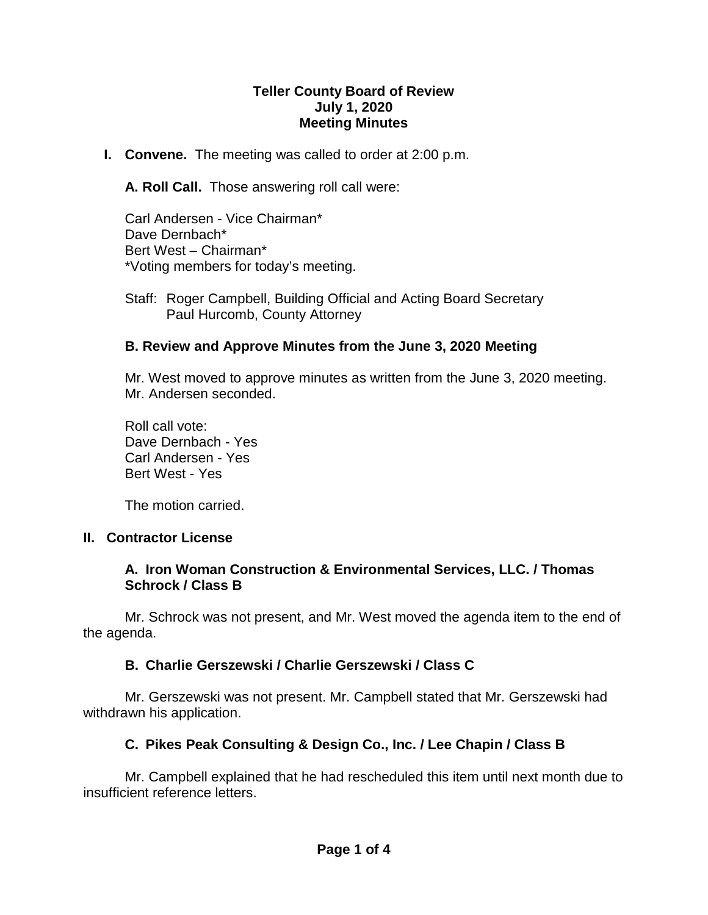**Teller County Board of Review**
**July 1, 2020**
**Meeting Minutes**

**I. Convene.** The meeting was called to order at 2:00 p.m.

**A. Roll Call.** Those answering roll call were:

Carl Andersen - Vice Chairman*
Dave Dernbach*
Bert West – Chairman*
*Voting members for today's meeting.

Staff: Roger Campbell, Building Official and Acting Board Secretary
Paul Hurcomb, County Attorney

**B. Review and Approve Minutes from the June 3, 2020 Meeting**

Mr. West moved to approve minutes as written from the June 3, 2020 meeting. Mr. Andersen seconded.

Roll call vote:
Dave Dernbach - Yes
Carl Andersen - Yes
Bert West - Yes

The motion carried.

**II. Contractor License**

**A. Iron Woman Construction & Environmental Services, LLC. / Thomas Schrock / Class B**

Mr. Schrock was not present, and Mr. West moved the agenda item to the end of the agenda.

**B. Charlie Gerszewski / Charlie Gerszewski / Class C**

Mr. Gerszewski was not present. Mr. Campbell stated that Mr. Gerszewski had withdrawn his application.

**C. Pikes Peak Consulting & Design Co., Inc. / Lee Chapin / Class B**

Mr. Campbell explained that he had rescheduled this item until next month due to insufficient reference letters.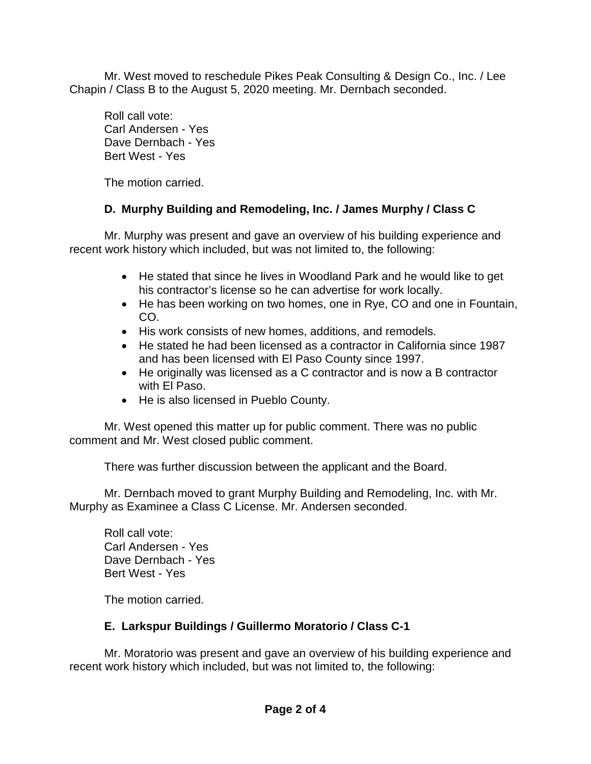Mr. West moved to reschedule Pikes Peak Consulting & Design Co., Inc. / Lee Chapin / Class B to the August 5, 2020 meeting. Mr. Dernbach seconded.

Roll call vote:
Carl Andersen - Yes
Dave Dernbach - Yes
Bert West - Yes

The motion carried.

### D. Murphy Building and Remodeling, Inc. / James Murphy / Class C

Mr. Murphy was present and gave an overview of his building experience and recent work history which included, but was not limited to, the following:

- He stated that since he lives in Woodland Park and he would like to get his contractor's license so he can advertise for work locally.
- He has been working on two homes, one in Rye, CO and one in Fountain, CO.
- His work consists of new homes, additions, and remodels.
- He stated he had been licensed as a contractor in California since 1987 and has been licensed with El Paso County since 1997.
- He originally was licensed as a C contractor and is now a B contractor with El Paso.
- He is also licensed in Pueblo County.

Mr. West opened this matter up for public comment. There was no public comment and Mr. West closed public comment.

There was further discussion between the applicant and the Board.

Mr. Dernbach moved to grant Murphy Building and Remodeling, Inc. with Mr. Murphy as Examinee a Class C License. Mr. Andersen seconded.

Roll call vote:
Carl Andersen - Yes
Dave Dernbach - Yes
Bert West - Yes

The motion carried.

### E. Larkspur Buildings / Guillermo Moratorio / Class C-1

Mr. Moratorio was present and gave an overview of his building experience and recent work history which included, but was not limited to, the following: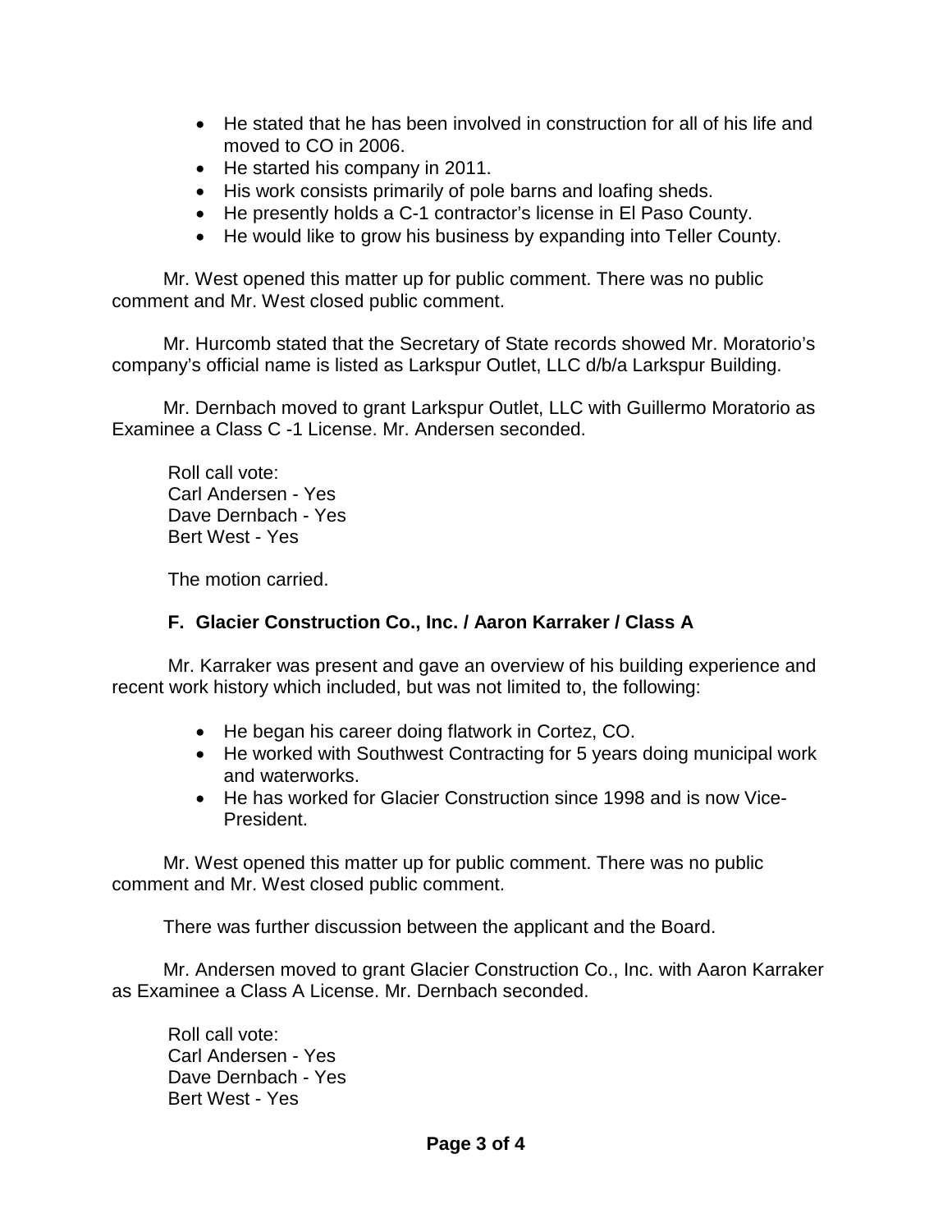- He stated that he has been involved in construction for all of his life and moved to CO in 2006.
- He started his company in 2011.
- His work consists primarily of pole barns and loafing sheds.
- He presently holds a C-1 contractor's license in El Paso County.
- He would like to grow his business by expanding into Teller County.

Mr. West opened this matter up for public comment. There was no public comment and Mr. West closed public comment.

Mr. Hurcomb stated that the Secretary of State records showed Mr. Moratorio's company's official name is listed as Larkspur Outlet, LLC d/b/a Larkspur Building.

Mr. Dernbach moved to grant Larkspur Outlet, LLC with Guillermo Moratorio as Examinee a Class C -1 License. Mr. Andersen seconded.

Roll call vote:
Carl Andersen - Yes
Dave Dernbach - Yes
Bert West - Yes

The motion carried.

### F. Glacier Construction Co., Inc. / Aaron Karraker / Class A

Mr. Karraker was present and gave an overview of his building experience and recent work history which included, but was not limited to, the following:

- He began his career doing flatwork in Cortez, CO.
- He worked with Southwest Contracting for 5 years doing municipal work and waterworks.
- He has worked for Glacier Construction since 1998 and is now Vice-President.

Mr. West opened this matter up for public comment. There was no public comment and Mr. West closed public comment.

There was further discussion between the applicant and the Board.

Mr. Andersen moved to grant Glacier Construction Co., Inc. with Aaron Karraker as Examinee a Class A License. Mr. Dernbach seconded.

Roll call vote:
Carl Andersen - Yes
Dave Dernbach - Yes
Bert West - Yes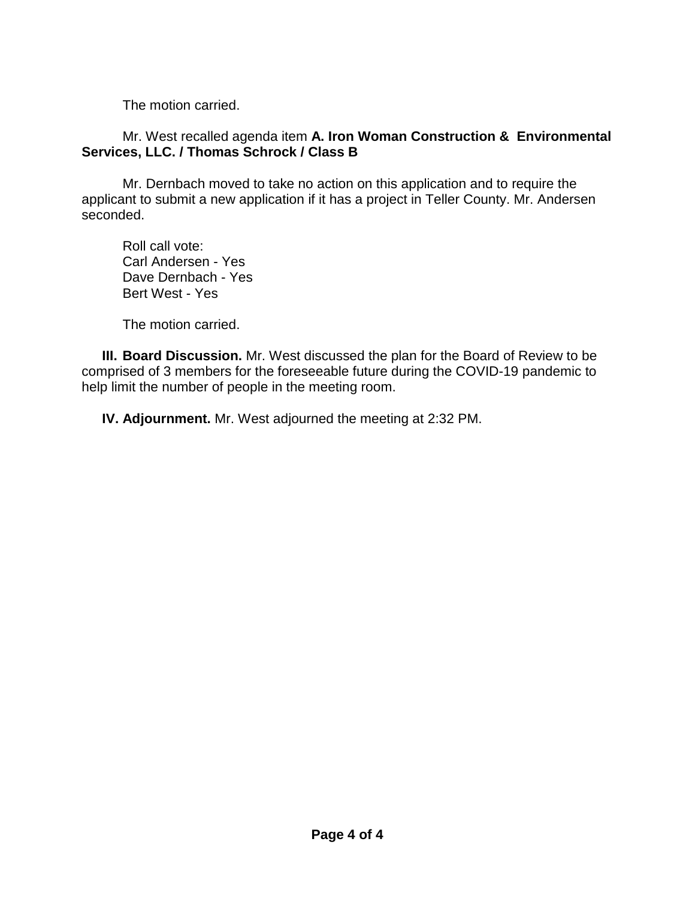The motion carried.

Mr. West recalled agenda item **A. Iron Woman Construction & Environmental Services, LLC. / Thomas Schrock / Class B**

Mr. Dernbach moved to take no action on this application and to require the applicant to submit a new application if it has a project in Teller County. Mr. Andersen seconded.

Roll call vote:
Carl Andersen - Yes
Dave Dernbach - Yes
Bert West - Yes

The motion carried.

**III. Board Discussion.** Mr. West discussed the plan for the Board of Review to be comprised of 3 members for the foreseeable future during the COVID-19 pandemic to help limit the number of people in the meeting room.

**IV. Adjournment.** Mr. West adjourned the meeting at 2:32 PM.